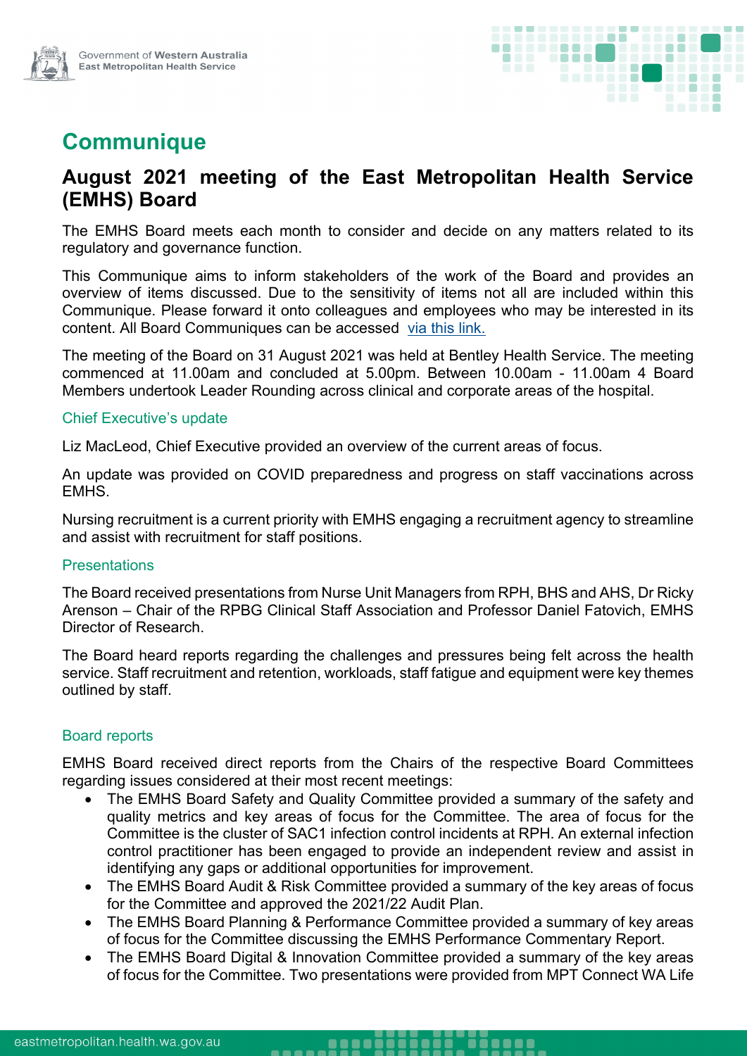# Communique

## August 2021 meeting of the East Metropolitan Health Service (EMHS) Board

The EMHS Board meets each month to consider and decide on any matters related to its regulatory and governance function.

This Communique aims to inform stakeholders of the work of the Board and provides an overview of items discussed. Due to the sensitivity of items not all are included within this Communique. Please forward it onto colleagues and employees who may be interested in its content. All Board Communiques can be accessed via this link.

The meeting of the Board on 31 August 2021 was held at Bentley Health Service. The meeting commenced at 11.00am and concluded at 5.00pm. Between 10.00am - 11.00am 4 Board Members undertook Leader Rounding across clinical and corporate areas of the hospital.

### Chief Executive's update

Liz MacLeod, Chief Executive provided an overview of the current areas of focus.

An update was provided on COVID preparedness and progress on staff vaccinations across EMHS.

Nursing recruitment is a current priority with EMHS engaging a recruitment agency to streamline and assist with recruitment for staff positions.

### Presentations

The Board received presentations from Nurse Unit Managers from RPH, BHS and AHS, Dr Ricky Arenson – Chair of the RPBG Clinical Staff Association and Professor Daniel Fatovich, EMHS Director of Research.

The Board heard reports regarding the challenges and pressures being felt across the health service. Staff recruitment and retention, workloads, staff fatigue and equipment were key themes outlined by staff.

### Board reports

EMHS Board received direct reports from the Chairs of the respective Board Committees regarding issues considered at their most recent meetings:

- The EMHS Board Safety and Quality Committee provided a summary of the safety and quality metrics and key areas of focus for the Committee. The area of focus for the Committee is the cluster of SAC1 infection control incidents at RPH. An external infection control practitioner has been engaged to provide an independent review and assist in identifying any gaps or additional opportunities for improvement.
- The EMHS Board Audit & Risk Committee provided a summary of the key areas of focus for the Committee and approved the 2021/22 Audit Plan.
- The EMHS Board Planning & Performance Committee provided a summary of key areas of focus for the Committee discussing the EMHS Performance Commentary Report.
- The EMHS Board Digital & Innovation Committee provided a summary of the key areas of focus for the Committee. Two presentations were provided from MPT Connect WA Life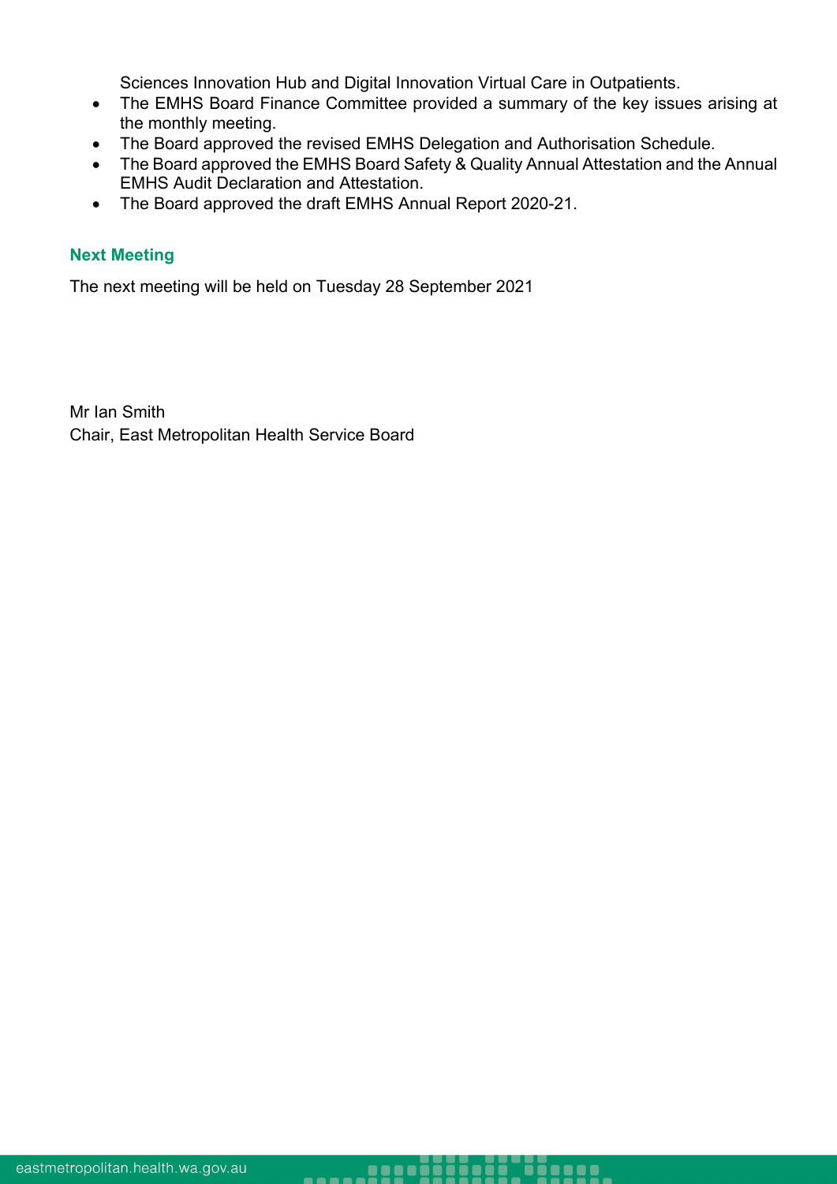Sciences Innovation Hub and Digital Innovation Virtual Care in Outpatients.

- The EMHS Board Finance Committee provided a summary of the key issues arising at the monthly meeting.
- The Board approved the revised EMHS Delegation and Authorisation Schedule.
- The Board approved the EMHS Board Safety & Quality Annual Attestation and the Annual EMHS Audit Declaration and Attestation.
- The Board approved the draft EMHS Annual Report 2020-21.

## Next Meeting

The next meeting will be held on Tuesday 28 September 2021

Mr Ian Smith
Chair, East Metropolitan Health Service Board